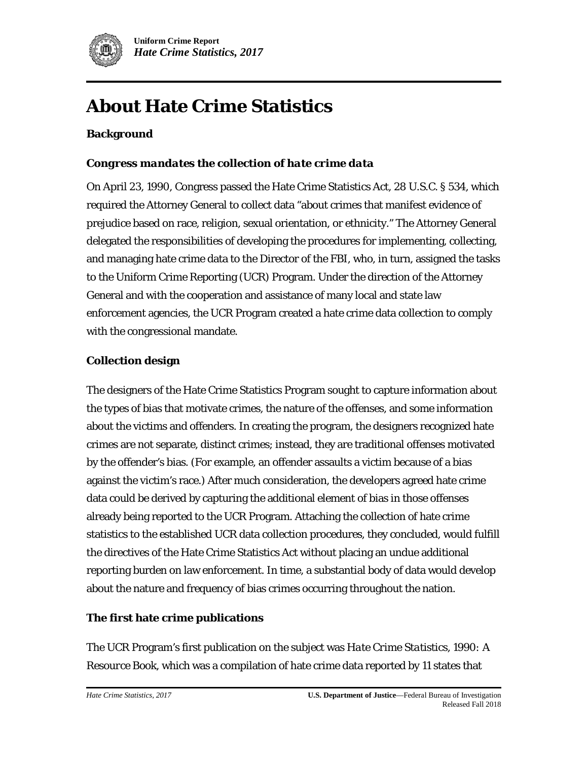# About Hate Crime Statistics

## Background

### *Congress mandates the collection of hate crime data*

On April 23, 1990, Congress passed the Hate Crime Statistics Act, 28 U.S.C. § 534, which required the Attorney General to collect data "about crimes that manifest evidence of prejudice based on race, religion, sexual orientation, or ethnicity." The Attorney General delegated the responsibilities of developing the procedures for implementing, collecting, and managing hate crime data to the Director of the FBI, who, in turn, assigned the tasks to the Uniform Crime Reporting (UCR) Program. Under the direction of the Attorney General and with the cooperation and assistance of many local and state law enforcement agencies, the UCR Program created a hate crime data collection to comply with the congressional mandate.

### Collection design

The designers of the Hate Crime Statistics Program sought to capture information about the types of bias that motivate crimes, the nature of the offenses, and some information about the victims and offenders. In creating the program, the designers recognized hate crimes are not separate, distinct crimes; instead, they are traditional offenses motivated by the offender's bias. (For example, an offender assaults a victim because of a bias against the victim's race.) After much consideration, the developers agreed hate crime data could be derived by capturing the additional element of bias in those offenses already being reported to the UCR Program. Attaching the collection of hate crime statistics to the established UCR data collection procedures, they concluded, would fulfill the directives of the Hate Crime Statistics Act without placing an undue additional reporting burden on law enforcement. In time, a substantial body of data would develop about the nature and frequency of bias crimes occurring throughout the nation.

### The first hate crime publications

The UCR Program's first publication on the subject was *Hate Crime Statistics, 1990: A Resource Book*, which was a compilation of hate crime data reported by 11 states that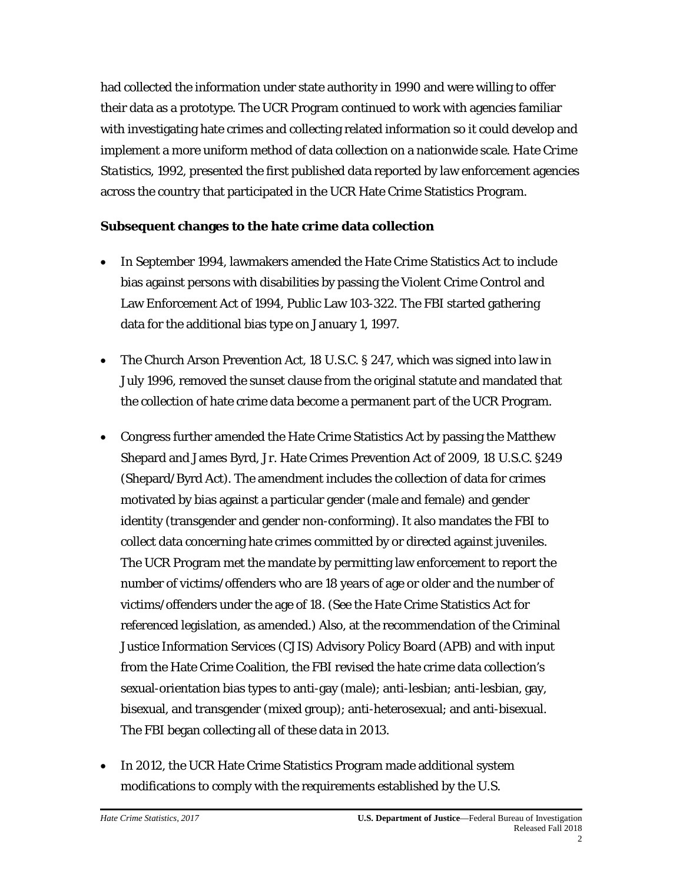had collected the information under state authority in 1990 and were willing to offer their data as a prototype. The UCR Program continued to work with agencies familiar with investigating hate crimes and collecting related information so it could develop and implement a more uniform method of data collection on a nationwide scale. *Hate Crime Statistics, 1992*, presented the first published data reported by law enforcement agencies across the country that participated in the UCR Hate Crime Statistics Program.

**Subsequent changes to the hate crime data collection**

- In September 1994, lawmakers amended the Hate Crime Statistics Act to include bias against persons with disabilities by passing the Violent Crime Control and Law Enforcement Act of 1994, Public Law 103-322. The FBI started gathering data for the additional bias type on January 1, 1997.
- The Church Arson Prevention Act, 18 U.S.C. § 247, which was signed into law in July 1996, removed the sunset clause from the original statute and mandated that the collection of hate crime data become a permanent part of the UCR Program.
- Congress further amended the Hate Crime Statistics Act by passing the Matthew Shepard and James Byrd, Jr. Hate Crimes Prevention Act of 2009, 18 U.S.C. §249 (Shepard/Byrd Act). The amendment includes the collection of data for crimes motivated by bias against a particular gender (male and female) and gender identity (transgender and gender non-conforming). It also mandates the FBI to collect data concerning hate crimes committed by or directed against juveniles. The UCR Program met the mandate by permitting law enforcement to report the number of victims/offenders who are 18 years of age or older and the number of victims/offenders under the age of 18. (See the Hate Crime Statistics Act for referenced legislation, as amended.) Also, at the recommendation of the Criminal Justice Information Services (CJIS) Advisory Policy Board (APB) and with input from the Hate Crime Coalition, the FBI revised the hate crime data collection's sexual-orientation bias types to anti-gay (male); anti-lesbian; anti-lesbian, gay, bisexual, and transgender (mixed group); anti-heterosexual; and anti-bisexual. The FBI began collecting all of these data in 2013.
- In 2012, the UCR Hate Crime Statistics Program made additional system modifications to comply with the requirements established by the U.S.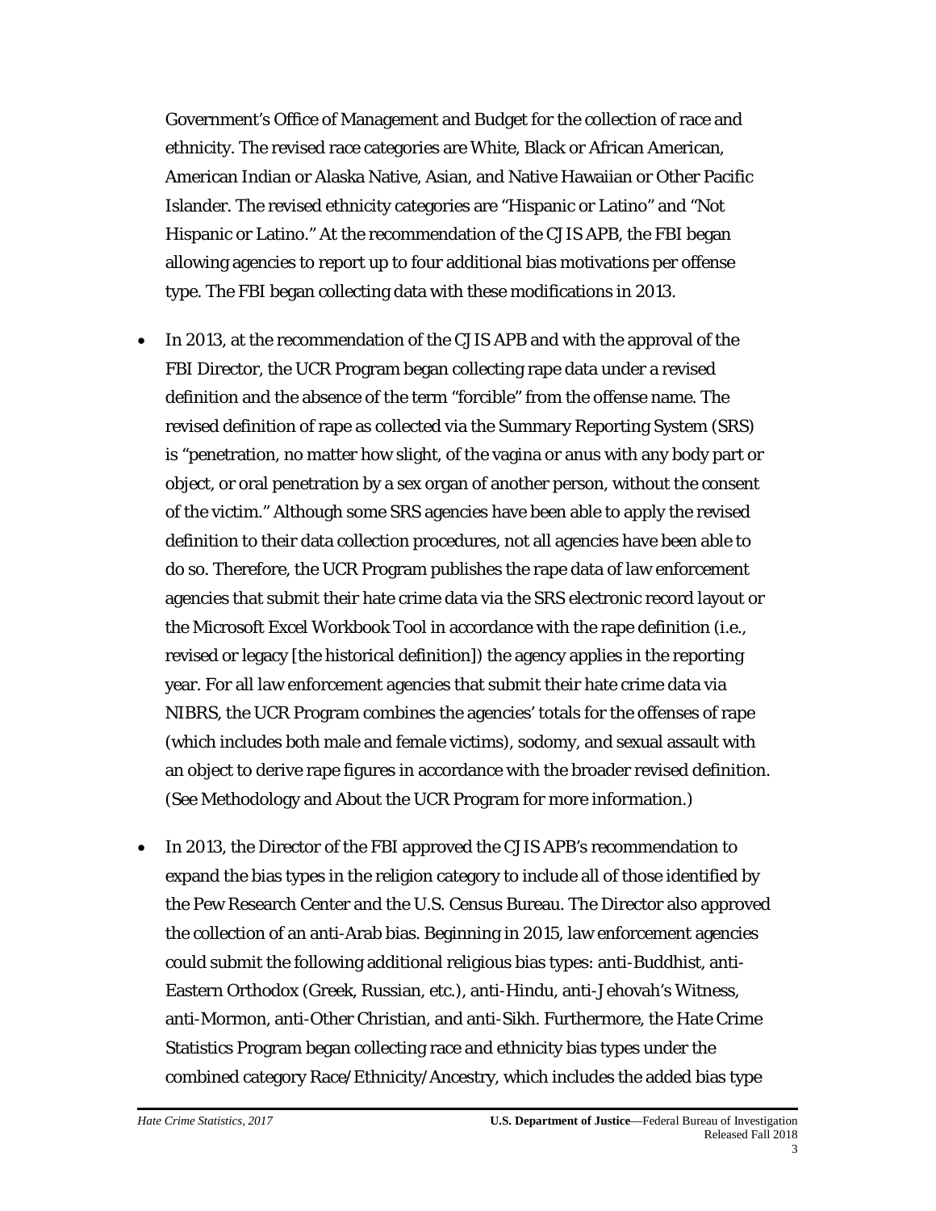Government's Office of Management and Budget for the collection of race and ethnicity. The revised race categories are White, Black or African American, American Indian or Alaska Native, Asian, and Native Hawaiian or Other Pacific Islander. The revised ethnicity categories are "Hispanic or Latino" and "Not Hispanic or Latino." At the recommendation of the CJIS APB, the FBI began allowing agencies to report up to four additional bias motivations per offense type. The FBI began collecting data with these modifications in 2013.

- In 2013, at the recommendation of the CJIS APB and with the approval of the FBI Director, the UCR Program began collecting rape data under a revised definition and the absence of the term "forcible" from the offense name. The revised definition of rape as collected via the Summary Reporting System (SRS) is "penetration, no matter how slight, of the vagina or anus with any body part or object, or oral penetration by a sex organ of another person, without the consent of the victim." Although some SRS agencies have been able to apply the revised definition to their data collection procedures, not all agencies have been able to do so. Therefore, the UCR Program publishes the rape data of law enforcement agencies that submit their hate crime data via the SRS electronic record layout or the Microsoft Excel Workbook Tool in accordance with the rape definition (i.e., revised or legacy [the historical definition]) the agency applies in the reporting year. For all law enforcement agencies that submit their hate crime data via NIBRS, the UCR Program combines the agencies' totals for the offenses of rape (which includes both male and female victims), sodomy, and sexual assault with an object to derive rape figures in accordance with the broader revised definition. (See Methodology and About the UCR Program for more information.)

- In 2013, the Director of the FBI approved the CJIS APB's recommendation to expand the bias types in the religion category to include all of those identified by the Pew Research Center and the U.S. Census Bureau. The Director also approved the collection of an anti-Arab bias. Beginning in 2015, law enforcement agencies could submit the following additional religious bias types: anti-Buddhist, anti-Eastern Orthodox (Greek, Russian, etc.), anti-Hindu, anti-Jehovah's Witness, anti-Mormon, anti-Other Christian, and anti-Sikh. Furthermore, the Hate Crime Statistics Program began collecting race and ethnicity bias types under the combined category Race/Ethnicity/Ancestry, which includes the added bias type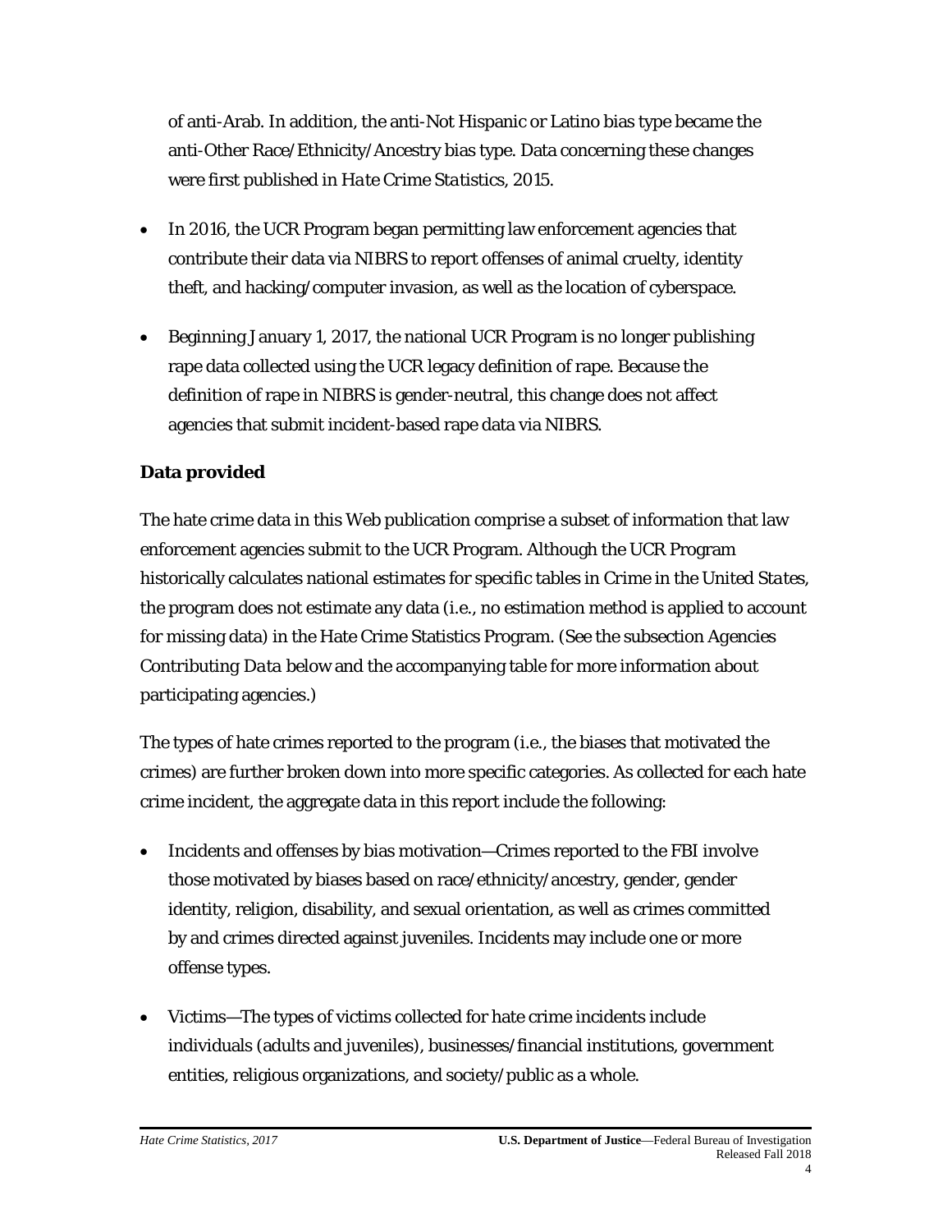of anti-Arab. In addition, the anti-Not Hispanic or Latino bias type became the anti-Other Race/Ethnicity/Ancestry bias type. Data concerning these changes were first published in *Hate Crime Statistics, 2015*.

- In 2016, the UCR Program began permitting law enforcement agencies that contribute their data via NIBRS to report offenses of animal cruelty, identity theft, and hacking/computer invasion, as well as the location of cyberspace.

- Beginning January 1, 2017, the national UCR Program is no longer publishing rape data collected using the UCR legacy definition of rape. Because the definition of rape in NIBRS is gender-neutral, this change does not affect agencies that submit incident-based rape data via NIBRS.

### Data provided

The hate crime data in this Web publication comprise a subset of information that law enforcement agencies submit to the UCR Program. Although the UCR Program historically calculates national estimates for specific tables in *Crime in the United States*, the program does not estimate any data (i.e., no estimation method is applied to account for missing data) in the Hate Crime Statistics Program. (See the subsection Agencies Contributing *Data* below and the accompanying table for more information about participating agencies.)

The types of hate crimes reported to the program (i.e., the biases that motivated the crimes) are further broken down into more specific categories. As collected for each hate crime incident, the aggregate data in this report include the following:

- Incidents and offenses by bias motivation—Crimes reported to the FBI involve those motivated by biases based on race/ethnicity/ancestry, gender, gender identity, religion, disability, and sexual orientation, as well as crimes committed by and crimes directed against juveniles. Incidents may include one or more offense types.

- Victims—The types of victims collected for hate crime incidents include individuals (adults and juveniles), businesses/financial institutions, government entities, religious organizations, and society/public as a whole.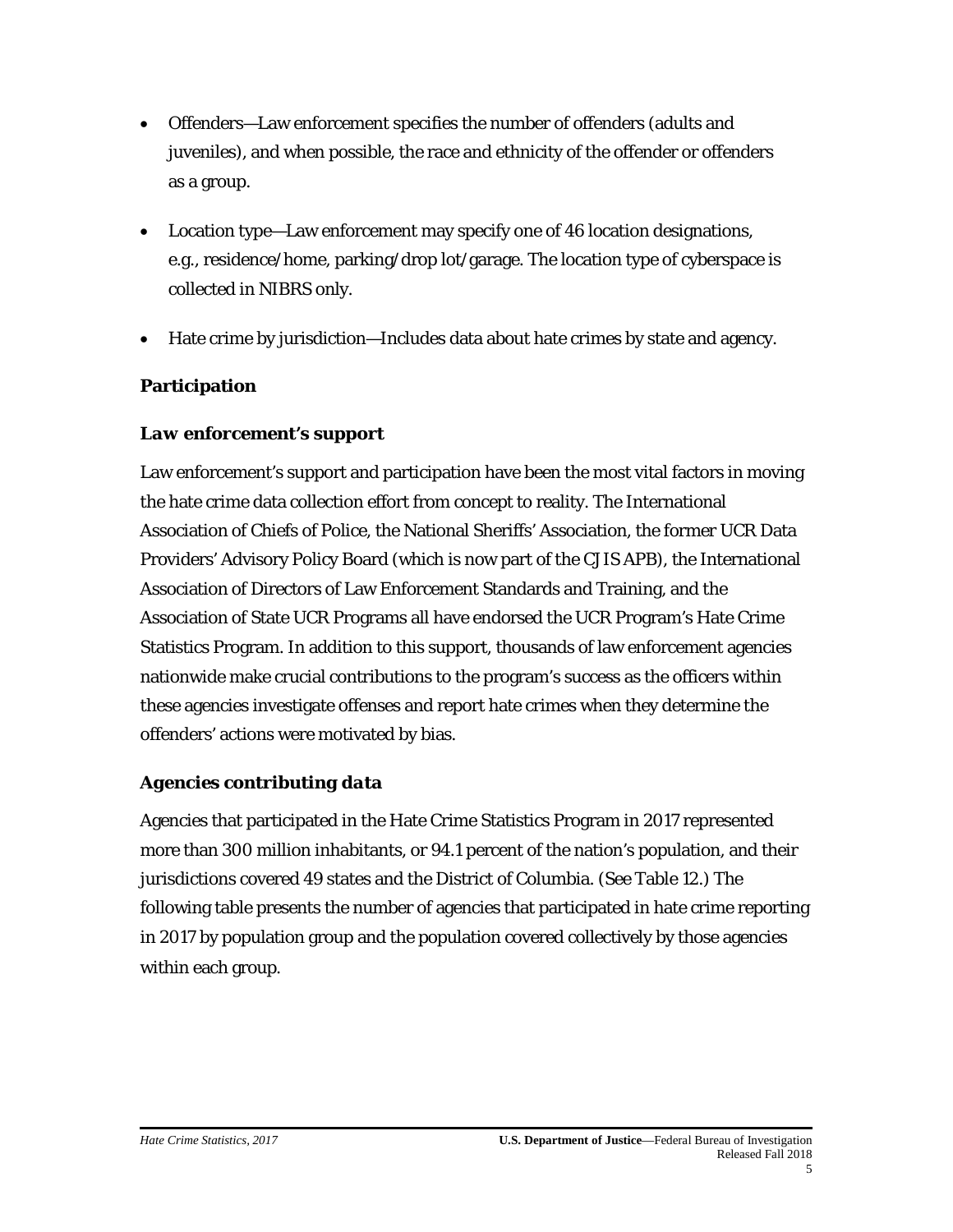- Offenders—Law enforcement specifies the number of offenders (adults and juveniles), and when possible, the race and ethnicity of the offender or offenders as a group.

- Location type—Law enforcement may specify one of 46 location designations, e.g., residence/home, parking/drop lot/garage. The location type of cyberspace is collected in NIBRS only.

- Hate crime by jurisdiction—Includes data about hate crimes by state and agency.

## Participation

### *Law enforcement's support*

Law enforcement's support and participation have been the most vital factors in moving the hate crime data collection effort from concept to reality. The International Association of Chiefs of Police, the National Sheriffs' Association, the former UCR Data Providers' Advisory Policy Board (which is now part of the CJIS APB), the International Association of Directors of Law Enforcement Standards and Training, and the Association of State UCR Programs all have endorsed the UCR Program's Hate Crime Statistics Program. In addition to this support, thousands of law enforcement agencies nationwide make crucial contributions to the program's success as the officers within these agencies investigate offenses and report hate crimes when they determine the offenders' actions were motivated by bias.

### *Agencies contributing data*

Agencies that participated in the Hate Crime Statistics Program in 2017 represented more than 300 million inhabitants, or 94.1 percent of the nation's population, and their jurisdictions covered 49 states and the District of Columbia. (See Table 12.) The following table presents the number of agencies that participated in hate crime reporting in 2017 by population group and the population covered collectively by those agencies within each group.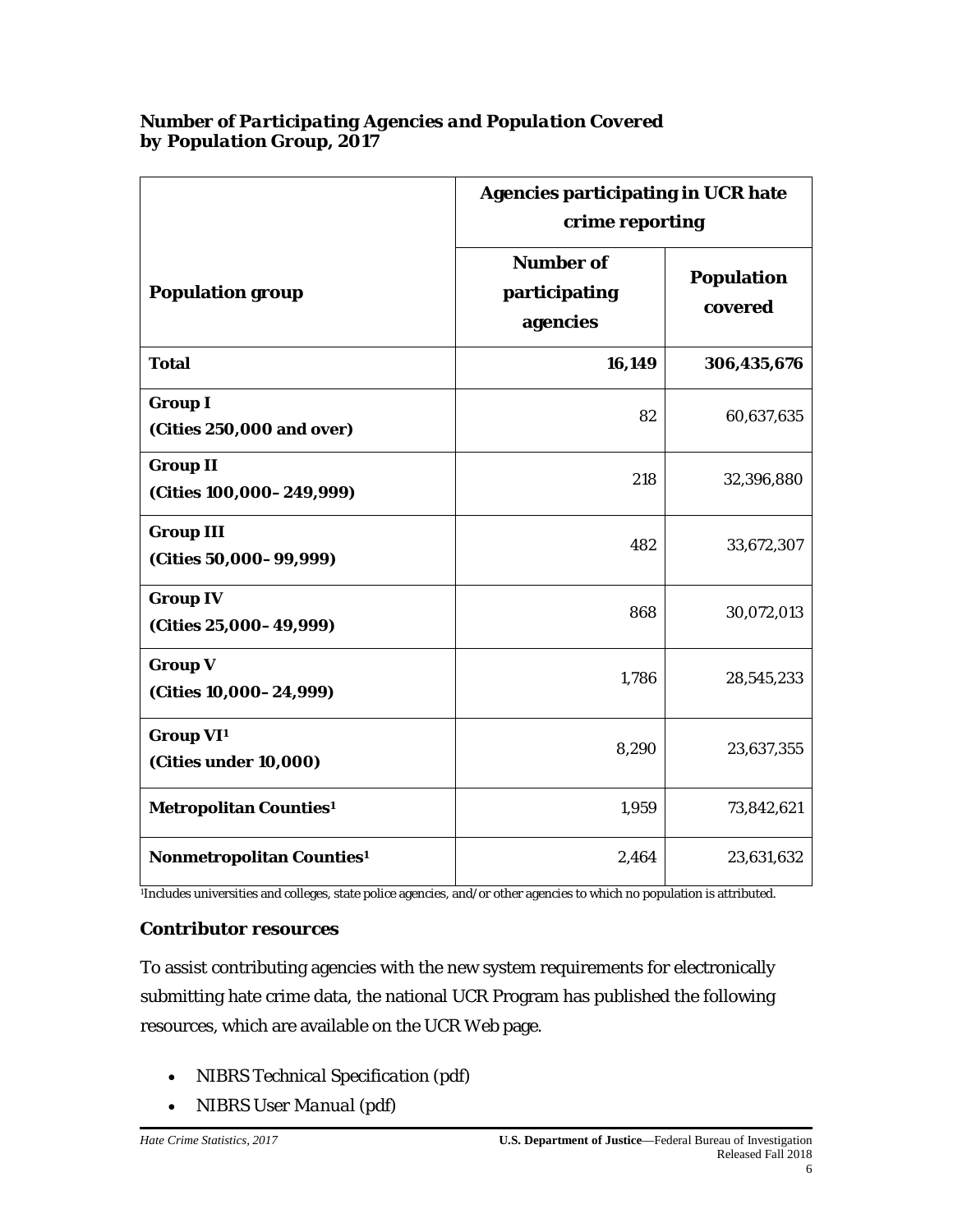***Number of Participating Agencies and Population Covered by Population Group, 2017***

| Population group | Agencies participating in UCR hate crime reporting | |
|---|---|---|
| | **Number of participating agencies** | **Population covered** |
| **Total** | **16,149** | **306,435,676** |
| **Group I (Cities 250,000 and over)** | 82 | 60,637,635 |
| **Group II (Cities 100,000–249,999)** | 218 | 32,396,880 |
| **Group III (Cities 50,000–99,999)** | 482 | 33,672,307 |
| **Group IV (Cities 25,000–49,999)** | 868 | 30,072,013 |
| **Group V (Cities 10,000–24,999)** | 1,786 | 28,545,233 |
| **Group VI[1] (Cities under 10,000)** | 8,290 | 23,637,355 |
| **Metropolitan Counties[1]** | 1,959 | 73,842,621 |
| **Nonmetropolitan Counties[1]** | 2,464 | 23,631,632 |

[1]Includes universities and colleges, state police agencies, and/or other agencies to which no population is attributed.

### Contributor resources

To assist contributing agencies with the new system requirements for electronically submitting hate crime data, the national UCR Program has published the following resources, which are available on the UCR Web page.

- *NIBRS Technical Specification* (pdf)
- *NIBRS User Manual* (pdf)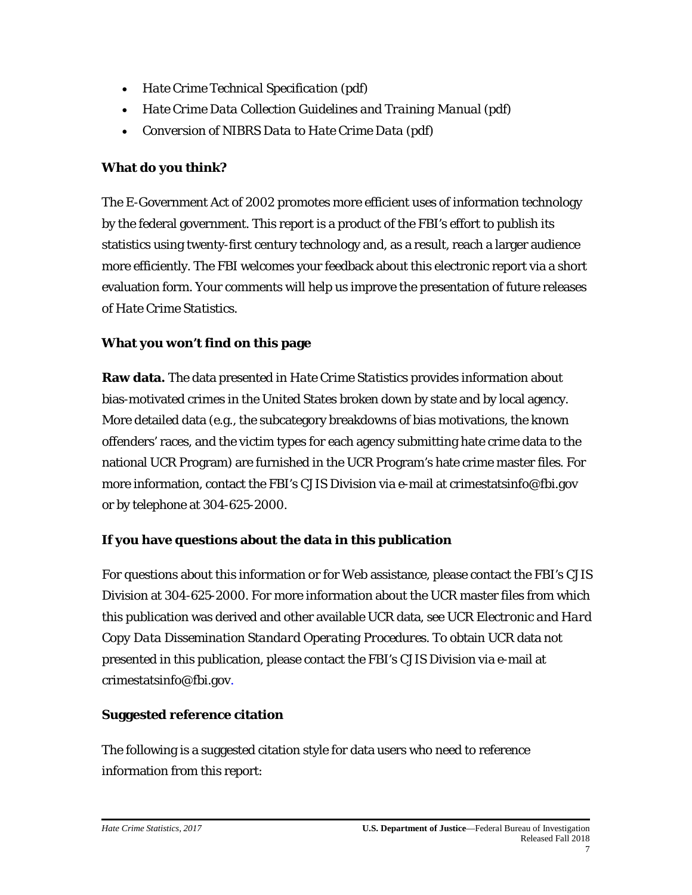- *Hate Crime Technical Specification* (pdf)
- *Hate Crime Data Collection Guidelines and Training Manual* (pdf)
- *Conversion of NIBRS Data to Hate Crime Data* (pdf)

**What do you think?**

The E-Government Act of 2002 promotes more efficient uses of information technology by the federal government. This report is a product of the FBI's effort to publish its statistics using twenty-first century technology and, as a result, reach a larger audience more efficiently. The FBI welcomes your feedback about this electronic report via a short evaluation form. Your comments will help us improve the presentation of future releases of *Hate Crime Statistics*.

**What you won't find on this page**

**Raw data.** The data presented in *Hate Crime Statistics* provides information about bias-motivated crimes in the United States broken down by state and by local agency. More detailed data (e.g., the subcategory breakdowns of bias motivations, the known offenders' races, and the victim types for each agency submitting hate crime data to the national UCR Program) are furnished in the UCR Program's hate crime master files. For more information, contact the FBI's CJIS Division via e-mail at crimestatsinfo@fbi.gov or by telephone at 304-625-2000.

**If you have questions about the data in this publication**

For questions about this information or for Web assistance, please contact the FBI's CJIS Division at 304-625-2000. For more information about the UCR master files from which this publication was derived and other available UCR data, see *UCR Electronic and Hard Copy Data Dissemination Standard Operating Procedures*. To obtain UCR data not presented in this publication, please contact the FBI's CJIS Division via e-mail at crimestatsinfo@fbi.gov.

**Suggested reference citation**

The following is a suggested citation style for data users who need to reference information from this report: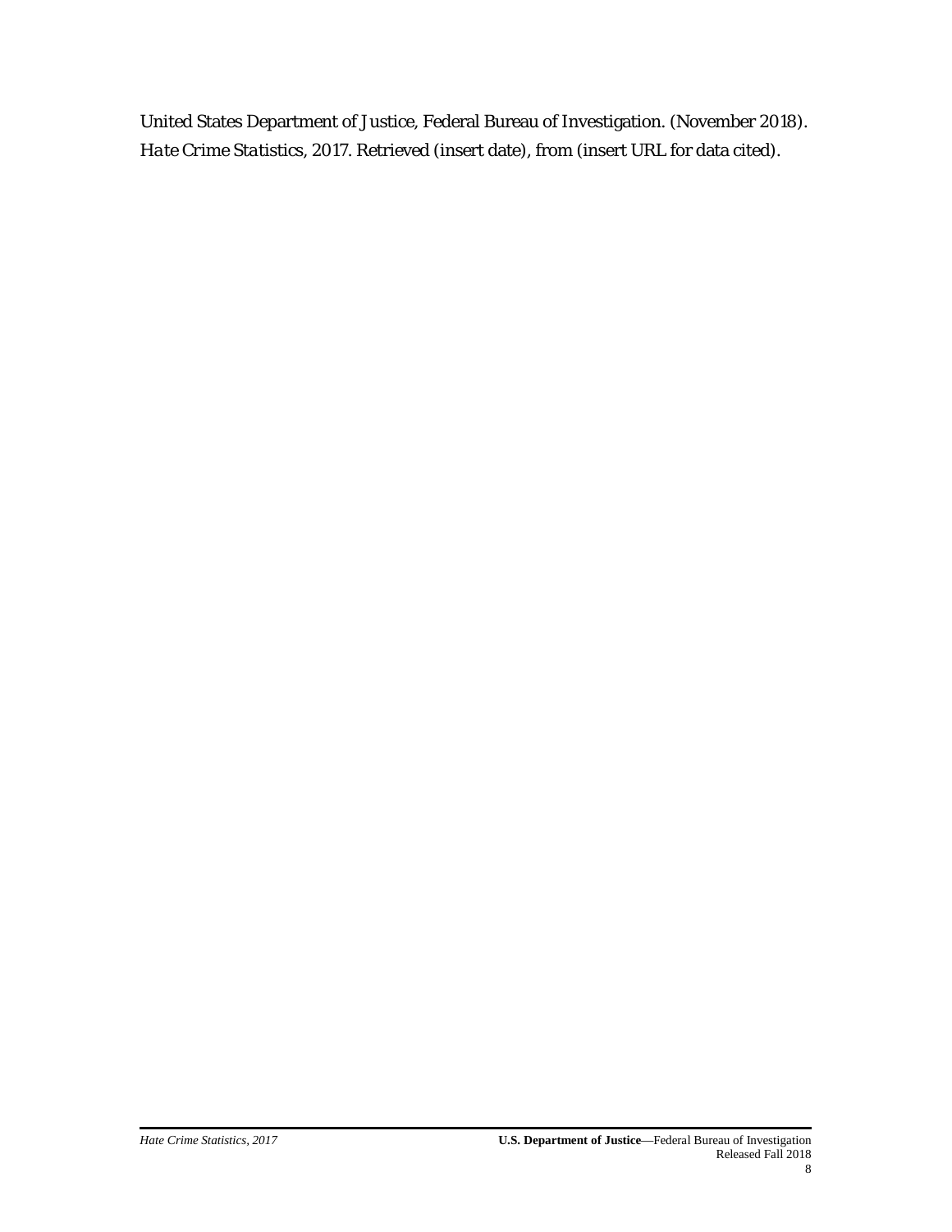United States Department of Justice, Federal Bureau of Investigation. (November 2018). *Hate Crime Statistics, 2017*. Retrieved (insert date), from (insert URL for data cited).